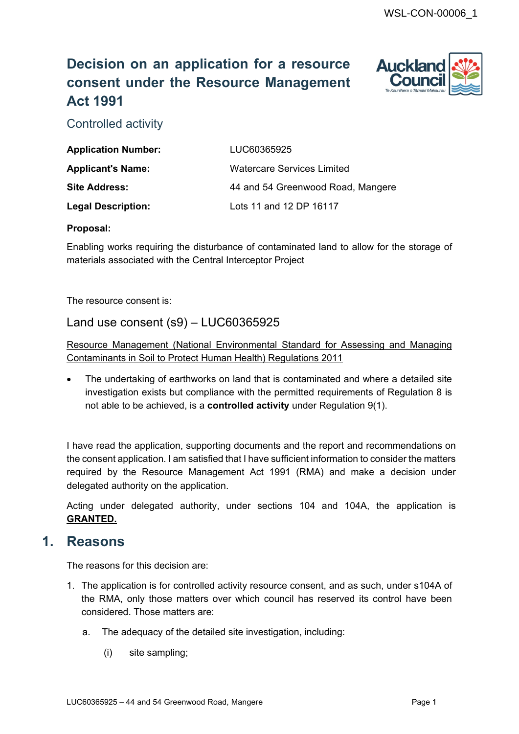WSL-CON-00006_1

# Decision on an application for a resource consent under the Resource Management Act 1991

## Controlled activity

| | |
|---|---|
| **Application Number:** | LUC60365925 |
| **Applicant's Name:** | Watercare Services Limited |
| **Site Address:** | 44 and 54 Greenwood Road, Mangere |
| **Legal Description:** | Lots 11 and 12 DP 16117 |

**Proposal:**

Enabling works requiring the disturbance of contaminated land to allow for the storage of materials associated with the Central Interceptor Project

The resource consent is:

### Land use consent (s9) – LUC60365925

<u>Resource Management (National Environmental Standard for Assessing and Managing Contaminants in Soil to Protect Human Health) Regulations 2011</u>

- The undertaking of earthworks on land that is contaminated and where a detailed site investigation exists but compliance with the permitted requirements of Regulation 8 is not able to be achieved, is a **controlled activity** under Regulation 9(1).

I have read the application, supporting documents and the report and recommendations on the consent application. I am satisfied that I have sufficient information to consider the matters required by the Resource Management Act 1991 (RMA) and make a decision under delegated authority on the application.

Acting under delegated authority, under sections 104 and 104A, the application is **<u>GRANTED.</u>**

## 1. Reasons

The reasons for this decision are:

1. The application is for controlled activity resource consent, and as such, under s104A of the RMA, only those matters over which council has reserved its control have been considered. Those matters are:
   a. The adequacy of the detailed site investigation, including:
      (i) site sampling;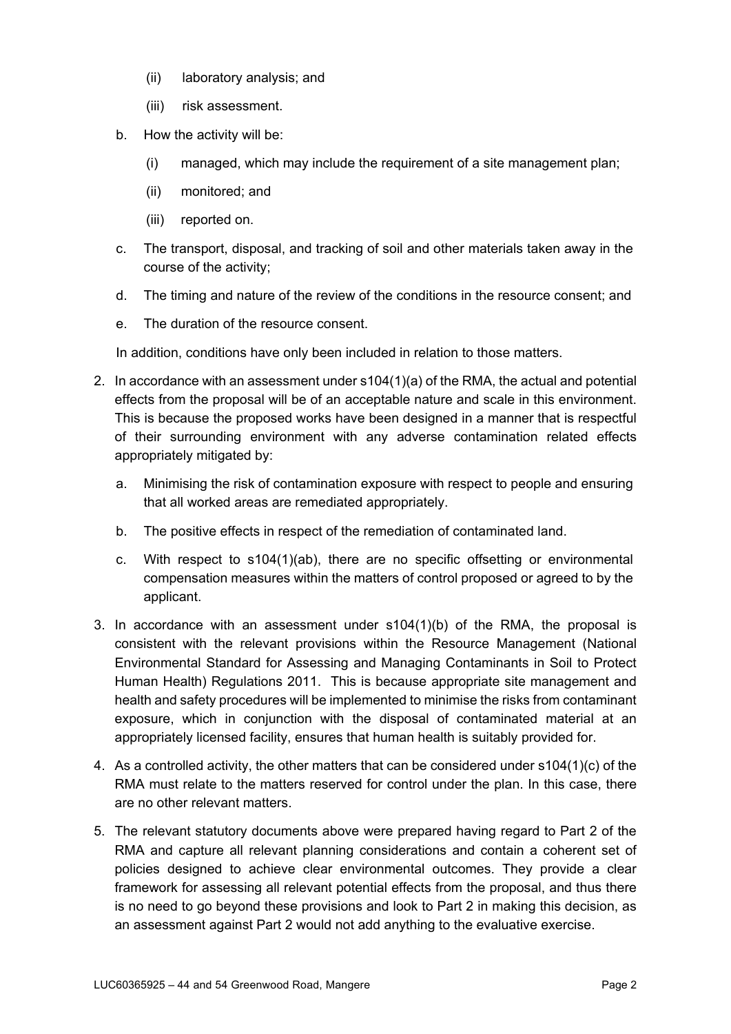(ii) laboratory analysis; and

    (iii) risk assessment.

b. How the activity will be:

    (i) managed, which may include the requirement of a site management plan;

    (ii) monitored; and

    (iii) reported on.

c. The transport, disposal, and tracking of soil and other materials taken away in the course of the activity;

d. The timing and nature of the review of the conditions in the resource consent; and

e. The duration of the resource consent.

In addition, conditions have only been included in relation to those matters.

2. In accordance with an assessment under s104(1)(a) of the RMA, the actual and potential effects from the proposal will be of an acceptable nature and scale in this environment. This is because the proposed works have been designed in a manner that is respectful of their surrounding environment with any adverse contamination related effects appropriately mitigated by:

    a. Minimising the risk of contamination exposure with respect to people and ensuring that all worked areas are remediated appropriately.

    b. The positive effects in respect of the remediation of contaminated land.

    c. With respect to s104(1)(ab), there are no specific offsetting or environmental compensation measures within the matters of control proposed or agreed to by the applicant.

3. In accordance with an assessment under s104(1)(b) of the RMA, the proposal is consistent with the relevant provisions within the Resource Management (National Environmental Standard for Assessing and Managing Contaminants in Soil to Protect Human Health) Regulations 2011. This is because appropriate site management and health and safety procedures will be implemented to minimise the risks from contaminant exposure, which in conjunction with the disposal of contaminated material at an appropriately licensed facility, ensures that human health is suitably provided for.

4. As a controlled activity, the other matters that can be considered under s104(1)(c) of the RMA must relate to the matters reserved for control under the plan. In this case, there are no other relevant matters.

5. The relevant statutory documents above were prepared having regard to Part 2 of the RMA and capture all relevant planning considerations and contain a coherent set of policies designed to achieve clear environmental outcomes. They provide a clear framework for assessing all relevant potential effects from the proposal, and thus there is no need to go beyond these provisions and look to Part 2 in making this decision, as an assessment against Part 2 would not add anything to the evaluative exercise.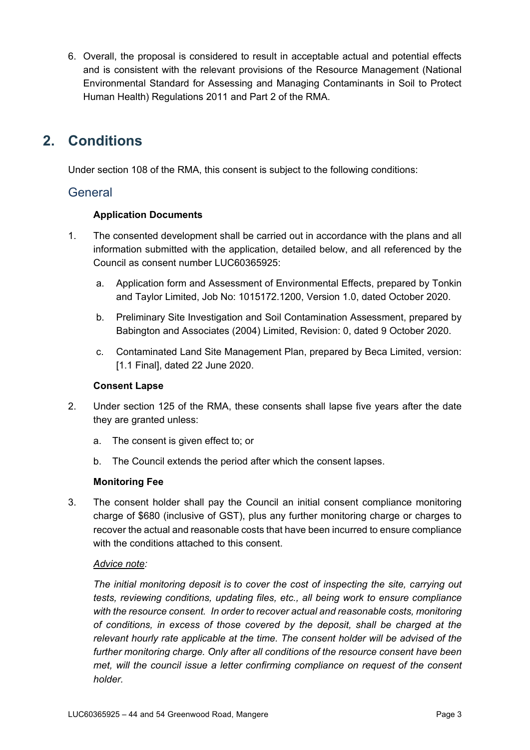6. Overall, the proposal is considered to result in acceptable actual and potential effects and is consistent with the relevant provisions of the Resource Management (National Environmental Standard for Assessing and Managing Contaminants in Soil to Protect Human Health) Regulations 2011 and Part 2 of the RMA.

# 2. Conditions

Under section 108 of the RMA, this consent is subject to the following conditions:

## General

**Application Documents**

1. The consented development shall be carried out in accordance with the plans and all information submitted with the application, detailed below, and all referenced by the Council as consent number LUC60365925:

   a. Application form and Assessment of Environmental Effects, prepared by Tonkin and Taylor Limited, Job No: 1015172.1200, Version 1.0, dated October 2020.

   b. Preliminary Site Investigation and Soil Contamination Assessment, prepared by Babington and Associates (2004) Limited, Revision: 0, dated 9 October 2020.

   c. Contaminated Land Site Management Plan, prepared by Beca Limited, version: [1.1 Final], dated 22 June 2020.

**Consent Lapse**

2. Under section 125 of the RMA, these consents shall lapse five years after the date they are granted unless:

   a. The consent is given effect to; or

   b. The Council extends the period after which the consent lapses.

**Monitoring Fee**

3. The consent holder shall pay the Council an initial consent compliance monitoring charge of $680 (inclusive of GST), plus any further monitoring charge or charges to recover the actual and reasonable costs that have been incurred to ensure compliance with the conditions attached to this consent.

   *Advice note:*

   *The initial monitoring deposit is to cover the cost of inspecting the site, carrying out tests, reviewing conditions, updating files, etc., all being work to ensure compliance with the resource consent. In order to recover actual and reasonable costs, monitoring of conditions, in excess of those covered by the deposit, shall be charged at the relevant hourly rate applicable at the time. The consent holder will be advised of the further monitoring charge. Only after all conditions of the resource consent have been met, will the council issue a letter confirming compliance on request of the consent holder.*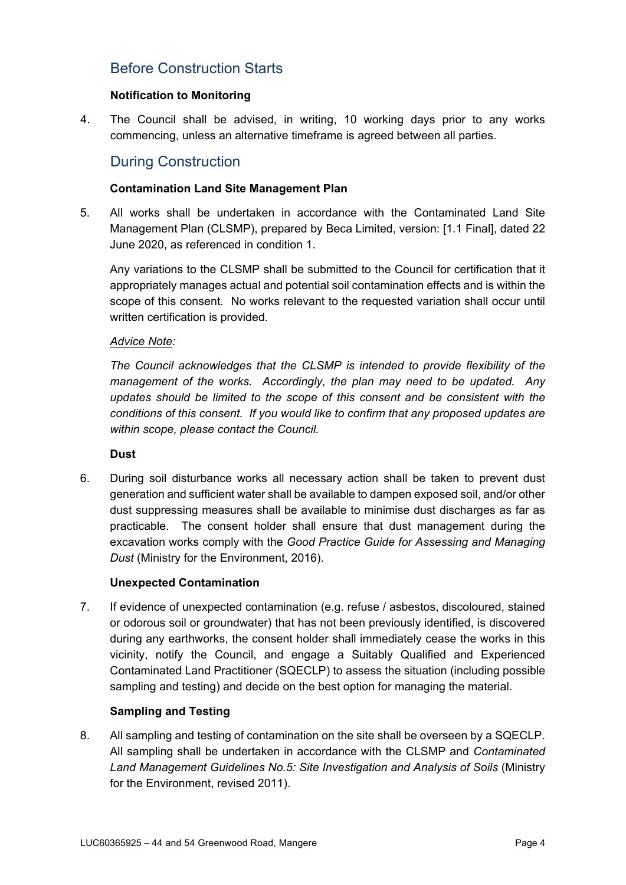## Before Construction Starts

### Notification to Monitoring

4. The Council shall be advised, in writing, 10 working days prior to any works commencing, unless an alternative timeframe is agreed between all parties.

## During Construction

### Contamination Land Site Management Plan

5. All works shall be undertaken in accordance with the Contaminated Land Site Management Plan (CLSMP), prepared by Beca Limited, version: [1.1 Final], dated 22 June 2020, as referenced in condition 1.

   Any variations to the CLSMP shall be submitted to the Council for certification that it appropriately manages actual and potential soil contamination effects and is within the scope of this consent. No works relevant to the requested variation shall occur until written certification is provided.

   _Advice Note:_

   *The Council acknowledges that the CLSMP is intended to provide flexibility of the management of the works. Accordingly, the plan may need to be updated. Any updates should be limited to the scope of this consent and be consistent with the conditions of this consent. If you would like to confirm that any proposed updates are within scope, please contact the Council.*

### Dust

6. During soil disturbance works all necessary action shall be taken to prevent dust generation and sufficient water shall be available to dampen exposed soil, and/or other dust suppressing measures shall be available to minimise dust discharges as far as practicable. The consent holder shall ensure that dust management during the excavation works comply with the *Good Practice Guide for Assessing and Managing Dust* (Ministry for the Environment, 2016).

### Unexpected Contamination

7. If evidence of unexpected contamination (e.g. refuse / asbestos, discoloured, stained or odorous soil or groundwater) that has not been previously identified, is discovered during any earthworks, the consent holder shall immediately cease the works in this vicinity, notify the Council, and engage a Suitably Qualified and Experienced Contaminated Land Practitioner (SQECLP) to assess the situation (including possible sampling and testing) and decide on the best option for managing the material.

### Sampling and Testing

8. All sampling and testing of contamination on the site shall be overseen by a SQECLP. All sampling shall be undertaken in accordance with the CLSMP and *Contaminated Land Management Guidelines No.5: Site Investigation and Analysis of Soils* (Ministry for the Environment, revised 2011).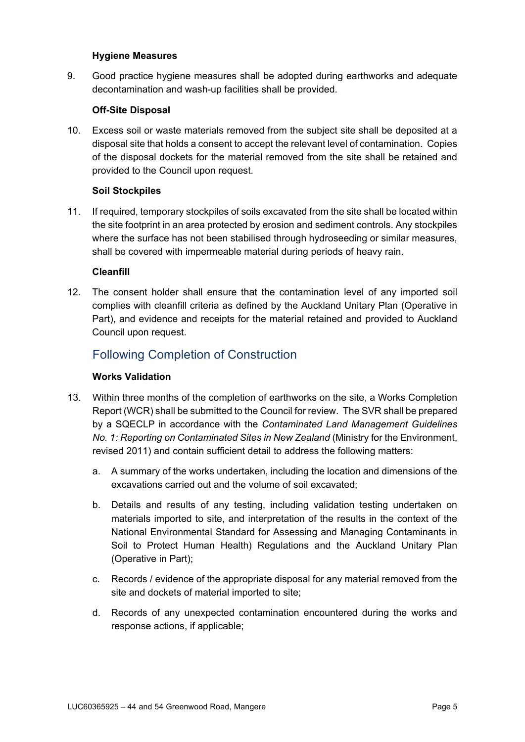**Hygiene Measures**

9. Good practice hygiene measures shall be adopted during earthworks and adequate decontamination and wash-up facilities shall be provided.

**Off-Site Disposal**

10. Excess soil or waste materials removed from the subject site shall be deposited at a disposal site that holds a consent to accept the relevant level of contamination. Copies of the disposal dockets for the material removed from the site shall be retained and provided to the Council upon request.

**Soil Stockpiles**

11. If required, temporary stockpiles of soils excavated from the site shall be located within the site footprint in an area protected by erosion and sediment controls. Any stockpiles where the surface has not been stabilised through hydroseeding or similar measures, shall be covered with impermeable material during periods of heavy rain.

**Cleanfill**

12. The consent holder shall ensure that the contamination level of any imported soil complies with cleanfill criteria as defined by the Auckland Unitary Plan (Operative in Part), and evidence and receipts for the material retained and provided to Auckland Council upon request.

## Following Completion of Construction

**Works Validation**

13. Within three months of the completion of earthworks on the site, a Works Completion Report (WCR) shall be submitted to the Council for review. The SVR shall be prepared by a SQECLP in accordance with the *Contaminated Land Management Guidelines No. 1: Reporting on Contaminated Sites in New Zealand* (Ministry for the Environment, revised 2011) and contain sufficient detail to address the following matters:

    a. A summary of the works undertaken, including the location and dimensions of the excavations carried out and the volume of soil excavated;

    b. Details and results of any testing, including validation testing undertaken on materials imported to site, and interpretation of the results in the context of the National Environmental Standard for Assessing and Managing Contaminants in Soil to Protect Human Health) Regulations and the Auckland Unitary Plan (Operative in Part);

    c. Records / evidence of the appropriate disposal for any material removed from the site and dockets of material imported to site;

    d. Records of any unexpected contamination encountered during the works and response actions, if applicable;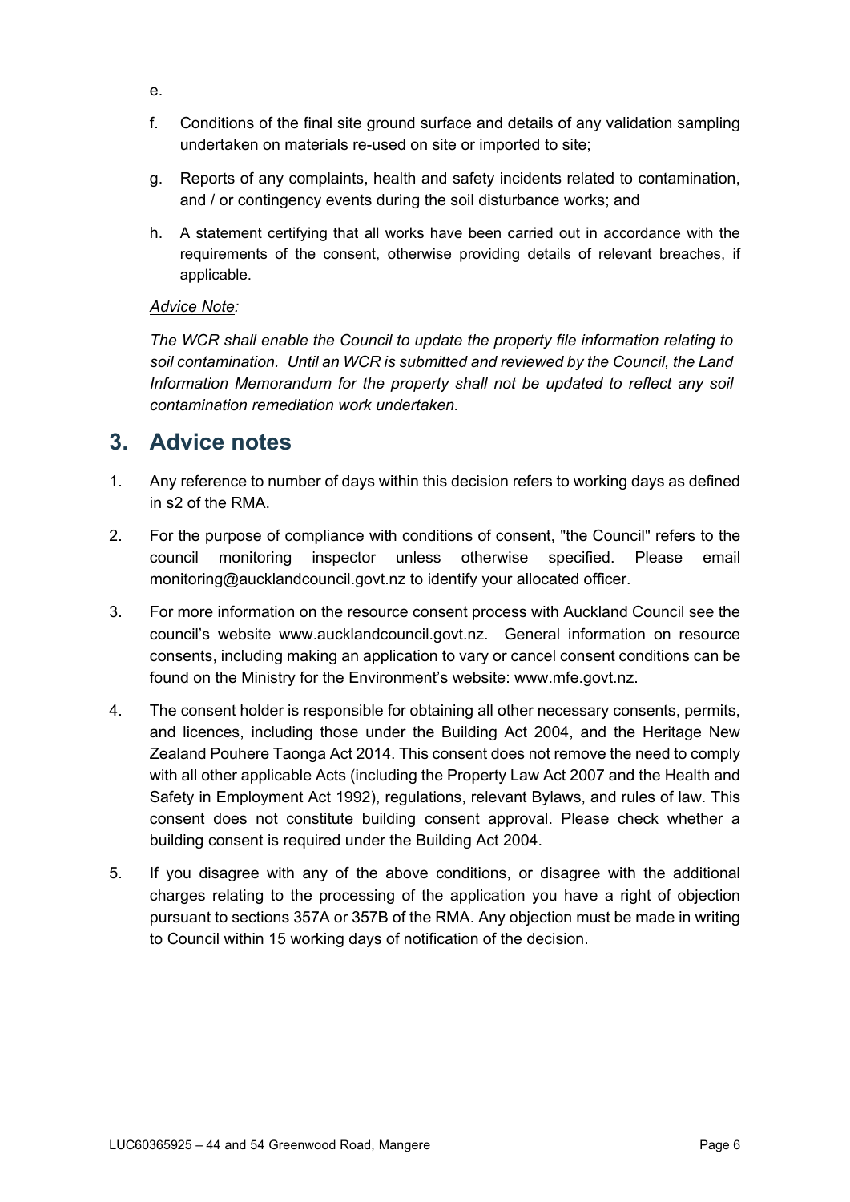e.

f. Conditions of the final site ground surface and details of any validation sampling undertaken on materials re-used on site or imported to site;

g. Reports of any complaints, health and safety incidents related to contamination, and / or contingency events during the soil disturbance works; and

h. A statement certifying that all works have been carried out in accordance with the requirements of the consent, otherwise providing details of relevant breaches, if applicable.

*Advice Note:*

*The WCR shall enable the Council to update the property file information relating to soil contamination. Until an WCR is submitted and reviewed by the Council, the Land Information Memorandum for the property shall not be updated to reflect any soil contamination remediation work undertaken.*

## 3. Advice notes

1. Any reference to number of days within this decision refers to working days as defined in s2 of the RMA.

2. For the purpose of compliance with conditions of consent, "the Council" refers to the council monitoring inspector unless otherwise specified. Please email monitoring@aucklandcouncil.govt.nz to identify your allocated officer.

3. For more information on the resource consent process with Auckland Council see the council's website www.aucklandcouncil.govt.nz. General information on resource consents, including making an application to vary or cancel consent conditions can be found on the Ministry for the Environment's website: www.mfe.govt.nz.

4. The consent holder is responsible for obtaining all other necessary consents, permits, and licences, including those under the Building Act 2004, and the Heritage New Zealand Pouhere Taonga Act 2014. This consent does not remove the need to comply with all other applicable Acts (including the Property Law Act 2007 and the Health and Safety in Employment Act 1992), regulations, relevant Bylaws, and rules of law. This consent does not constitute building consent approval. Please check whether a building consent is required under the Building Act 2004.

5. If you disagree with any of the above conditions, or disagree with the additional charges relating to the processing of the application you have a right of objection pursuant to sections 357A or 357B of the RMA. Any objection must be made in writing to Council within 15 working days of notification of the decision.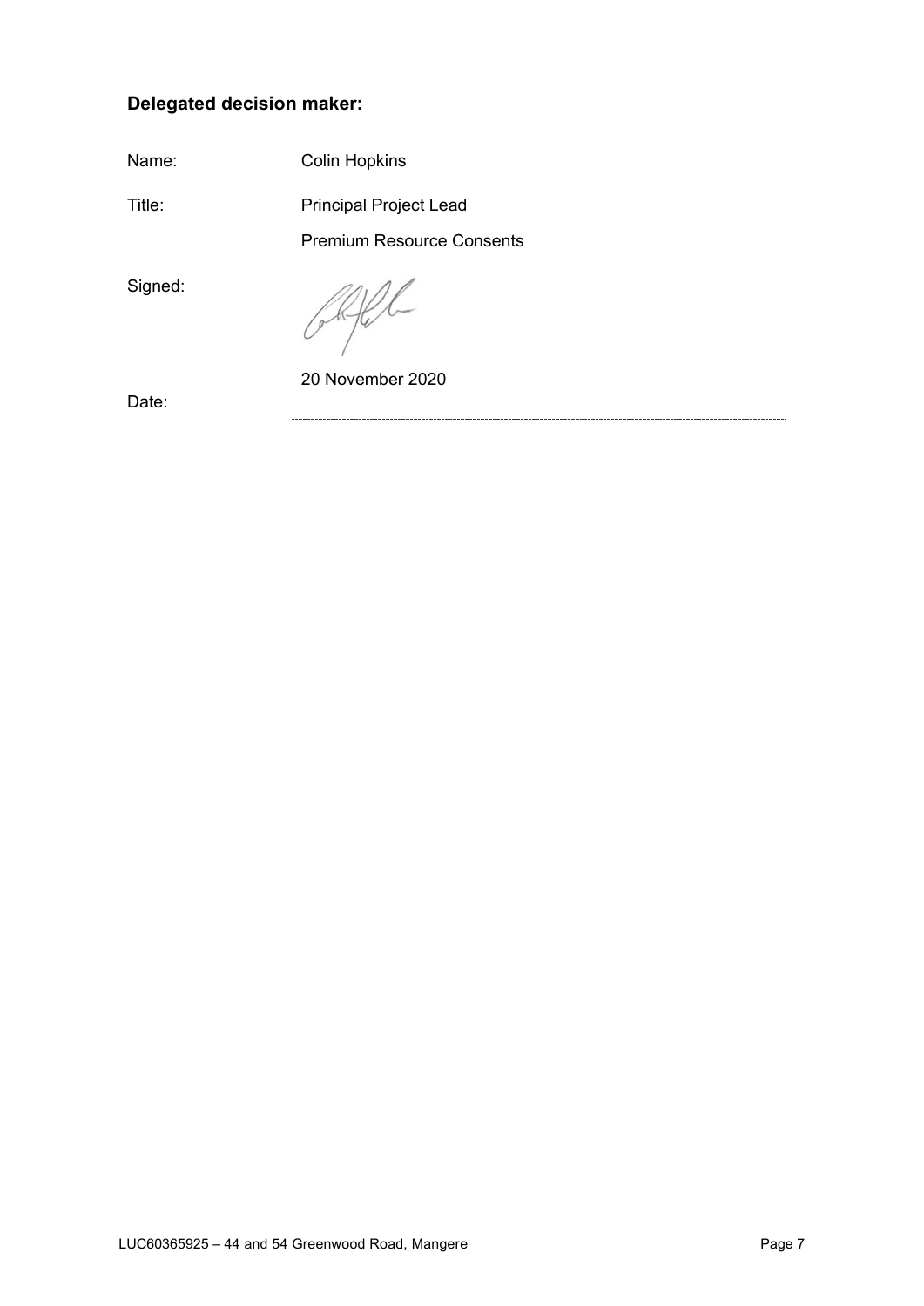### Delegated decision maker:

Name: Colin Hopkins

Title: Principal Project Lead

Premium Resource Consents

Signed:

Date: 20 November 2020

LUC60365925 – 44 and 54 Greenwood Road, Mangere